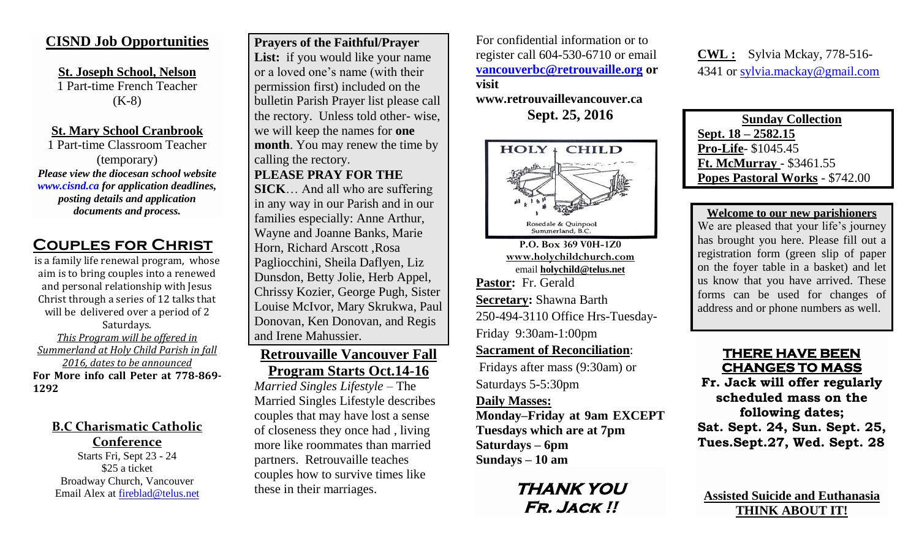## CISND Job Opportunities

**St. Joseph School, Nelson**
1 Part-time French Teacher (K-8)

**St. Mary School Cranbrook**
1 Part-time Classroom Teacher (temporary)

***Please view the diocesan school website www.cisnd.ca for application deadlines, posting details and application documents and process.***

## Couples for Christ

is a family life renewal program, whose aim is to bring couples into a renewed and personal relationship with Jesus Christ through a series of 12 talks that will be delivered over a period of 2 Saturdays.

*This Program will be offered in Summerland at Holy Child Parish in fall 2016, dates to be announced*

**For More info call Peter at 778-869-1292**

## B.C Charismatic Catholic Conference

Starts Fri, Sept 23 - 24
$25 a ticket
Broadway Church, Vancouver
Email Alex at fireblad@telus.net

**Prayers of the Faithful/Prayer List:** if you would like your name or a loved one's name (with their permission first) included on the bulletin Parish Prayer list please call the rectory. Unless told other- wise, we will keep the names for **one month**. You may renew the time by calling the rectory.

**PLEASE PRAY FOR THE SICK**… And all who are suffering in any way in our Parish and in our families especially: Anne Arthur, Wayne and Joanne Banks, Marie Horn, Richard Arscott ,Rosa Pagliocchini, Sheila Daflyen, Liz Dunsdon, Betty Jolie, Herb Appel, Chrissy Kozier, George Pugh, Sister Louise McIvor, Mary Skrukwa, Paul Donovan, Ken Donovan, and Regis and Irene Mahussier.

## Retrouvaille Vancouver Fall Program Starts Oct.14-16

*Married Singles Lifestyle* – The Married Singles Lifestyle describes couples that may have lost a sense of closeness they once had , living more like roommates than married partners. Retrouvaille teaches couples how to survive times like these in their marriages.

For confidential information or to register call 604-530-6710 or email **vancouverbc@retrouvaille.org or visit www.retrouvaillevancouver.ca**

**Sept. 25, 2016**

HOLY CHILD
Rosedale & Quinpool
Summerland, B.C.

**P.O. Box 369 V0H-1Z0**
**www.holychildchurch.com**
email **holychild@telus.net**

**Pastor:** Fr. Gerald

**Secretary:** Shawna Barth
250-494-3110 Office Hrs-Tuesday-Friday 9:30am-1:00pm

**Sacrament of Reconciliation**:
Fridays after mass (9:30am) or Saturdays 5-5:30pm

**Daily Masses:**
**Monday–Friday at 9am EXCEPT Tuesdays which are at 7pm**
**Saturdays – 6pm**
**Sundays – 10 am**

***THANK YOU Fr. Jack !!***

**CWL :** Sylvia Mckay, 778-516-4341 or sylvia.mackay@gmail.com

**Sunday Collection**
**Sept. 18 – 2582.15**
**Pro-Life**- $1045.45
**Ft. McMurray** - $3461.55
**Popes Pastoral Works** - $742.00

**Welcome to our new parishioners**
We are pleased that your life's journey has brought you here. Please fill out a registration form (green slip of paper on the foyer table in a basket) and let us know that you have arrived. These forms can be used for changes of address and or phone numbers as well.

## THERE HAVE BEEN CHANGES TO MASS

**Fr. Jack will offer regularly scheduled mass on the following dates; Sat. Sept. 24, Sun. Sept. 25, Tues.Sept.27, Wed. Sept. 28**

**Assisted Suicide and Euthanasia THINK ABOUT IT!**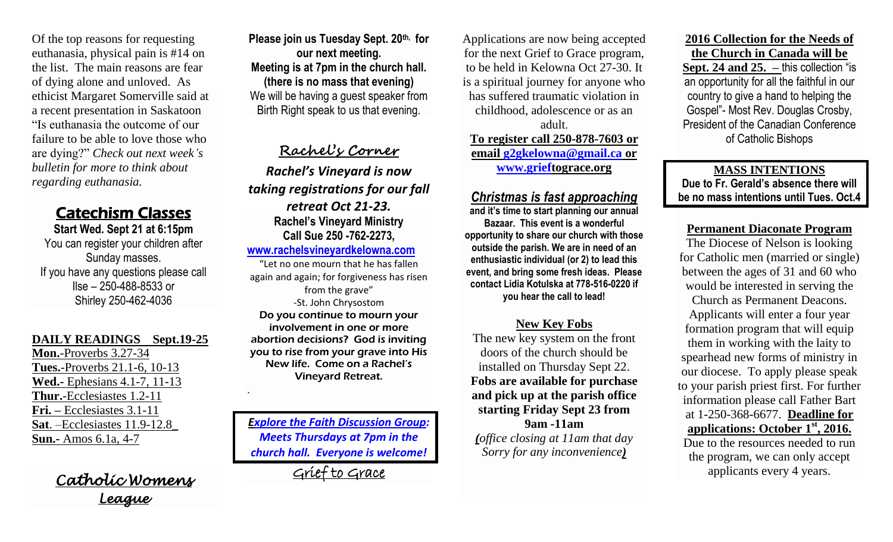Of the top reasons for requesting euthanasia, physical pain is #14 on the list. The main reasons are fear of dying alone and unloved. As ethicist Margaret Somerville said at a recent presentation in Saskatoon "Is euthanasia the outcome of our failure to be able to love those who are dying?" *Check out next week's bulletin for more to think about regarding euthanasia.*

## Catechism Classes

**Start Wed. Sept 21 at 6:15pm**

You can register your children after Sunday masses.
If you have any questions please call Ilse – 250-488-8533 or Shirley 250-462-4036

**DAILY READINGS Sept.19-25**

**Mon.**-Proverbs 3.27-34
**Tues.**-Proverbs 21.1-6, 10-13
**Wed.**- Ephesians 4.1-7, 11-13
**Thur.**-Ecclesiastes 1.2-11
**Fri.** – Ecclesiastes 3.1-11
**Sat**. –Ecclesiastes 11.9-12.8
**Sun.**- Amos 6.1a, 4-7

## *Catholic Womens League*

**Please join us Tuesday Sept. 20th, for our next meeting.**
**Meeting is at 7pm in the church hall.**
**(there is no mass that evening)**
We will be having a guest speaker from Birth Right speak to us that evening.

## Rachel's Corner

***Rachel's Vineyard is now taking registrations for our fall retreat Oct 21-23.***

**Rachel's Vineyard Ministry**
**Call Sue 250 -762-2273,**
**www.rachelsvineyardkelowna.com**

"Let no one mourn that he has fallen again and again; for forgiveness has risen from the grave"
-St. John Chrysostom

**Do you continue to mourn your involvement in one or more abortion decisions? God is inviting you to rise from your grave into His New life. Come on a Rachel's Vineyard Retreat.**

***Explore the Faith Discussion Group: Meets Thursdays at 7pm in the church hall. Everyone is welcome!***

## Grief to Grace

Applications are now being accepted for the next Grief to Grace program, to be held in Kelowna Oct 27-30. It is a spiritual journey for anyone who has suffered traumatic violation in childhood, adolescence or as an adult.

**To register call 250-878-7603 or email g2gkelowna@gmail.ca or www.grieftograce.org**

## *Christmas is fast approaching*

**and it's time to start planning our annual Bazaar. This event is a wonderful opportunity to share our church with those outside the parish. We are in need of an enthusiastic individual (or 2) to lead this event, and bring some fresh ideas. Please contact Lidia Kotulska at 778-516-0220 if you hear the call to lead!**

**New Key Fobs**

The new key system on the front doors of the church should be installed on Thursday Sept 22. **Fobs are available for purchase and pick up at the parish office starting Friday Sept 23 from 9am -11am**
*(office closing at 11am that day Sorry for any inconvenience)*

**2016 Collection for the Needs of the Church in Canada will be Sept. 24 and 25. –** this collection "is an opportunity for all the faithful in our country to give a hand to helping the Gospel"- Most Rev. Douglas Crosby, President of the Canadian Conference of Catholic Bishops

**MASS INTENTIONS**
**Due to Fr. Gerald's absence there will be no mass intentions until Tues. Oct.4**

**Permanent Diaconate Program**

The Diocese of Nelson is looking for Catholic men (married or single) between the ages of 31 and 60 who would be interested in serving the Church as Permanent Deacons. Applicants will enter a four year formation program that will equip them in working with the laity to spearhead new forms of ministry in our diocese. To apply please speak to your parish priest first. For further information please call Father Bart at 1-250-368-6677. **Deadline for applications: October 1st, 2016.** Due to the resources needed to run the program, we can only accept applicants every 4 years.